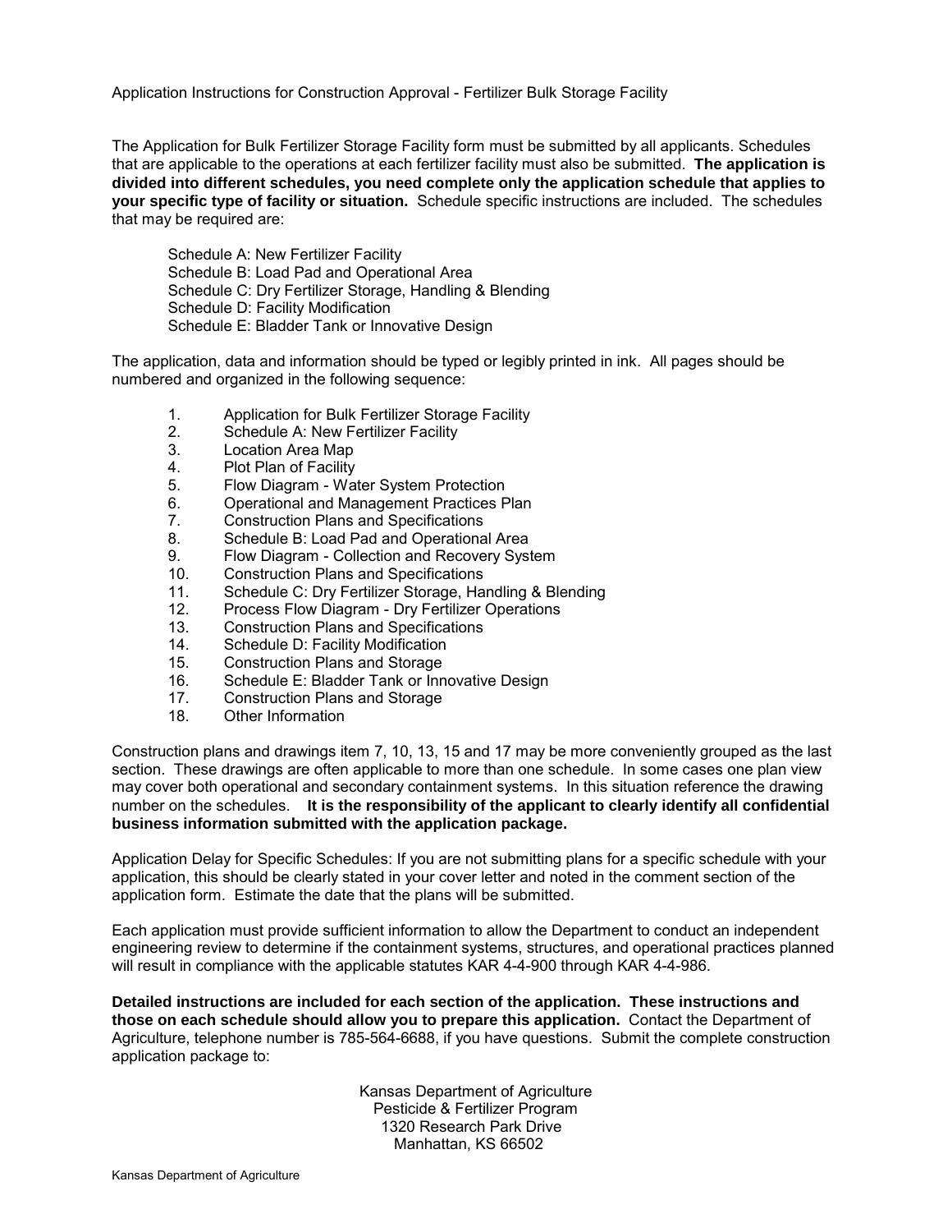# Application Instructions for Construction Approval - Fertilizer Bulk Storage Facility

The Application for Bulk Fertilizer Storage Facility form must be submitted by all applicants. Schedules that are applicable to the operations at each fertilizer facility must also be submitted. **The application is divided into different schedules, you need complete only the application schedule that applies to your specific type of facility or situation.** Schedule specific instructions are included. The schedules that may be required are:

- Schedule A: New Fertilizer Facility
- Schedule B: Load Pad and Operational Area
- Schedule C: Dry Fertilizer Storage, Handling & Blending
- Schedule D: Facility Modification
- Schedule E: Bladder Tank or Innovative Design

The application, data and information should be typed or legibly printed in ink. All pages should be numbered and organized in the following sequence:

1. Application for Bulk Fertilizer Storage Facility
2. Schedule A: New Fertilizer Facility
3. Location Area Map
4. Plot Plan of Facility
5. Flow Diagram - Water System Protection
6. Operational and Management Practices Plan
7. Construction Plans and Specifications
8. Schedule B: Load Pad and Operational Area
9. Flow Diagram - Collection and Recovery System
10. Construction Plans and Specifications
11. Schedule C: Dry Fertilizer Storage, Handling & Blending
12. Process Flow Diagram - Dry Fertilizer Operations
13. Construction Plans and Specifications
14. Schedule D: Facility Modification
15. Construction Plans and Storage
16. Schedule E: Bladder Tank or Innovative Design
17. Construction Plans and Storage
18. Other Information

Construction plans and drawings item 7, 10, 13, 15 and 17 may be more conveniently grouped as the last section. These drawings are often applicable to more than one schedule. In some cases one plan view may cover both operational and secondary containment systems. In this situation reference the drawing number on the schedules. **It is the responsibility of the applicant to clearly identify all confidential business information submitted with the application package.**

Application Delay for Specific Schedules: If you are not submitting plans for a specific schedule with your application, this should be clearly stated in your cover letter and noted in the comment section of the application form. Estimate the date that the plans will be submitted.

Each application must provide sufficient information to allow the Department to conduct an independent engineering review to determine if the containment systems, structures, and operational practices planned will result in compliance with the applicable statutes KAR 4-4-900 through KAR 4-4-986.

**Detailed instructions are included for each section of the application. These instructions and those on each schedule should allow you to prepare this application.** Contact the Department of Agriculture, telephone number is 785-564-6688, if you have questions. Submit the complete construction application package to:

Kansas Department of Agriculture
Pesticide & Fertilizer Program
1320 Research Park Drive
Manhattan, KS 66502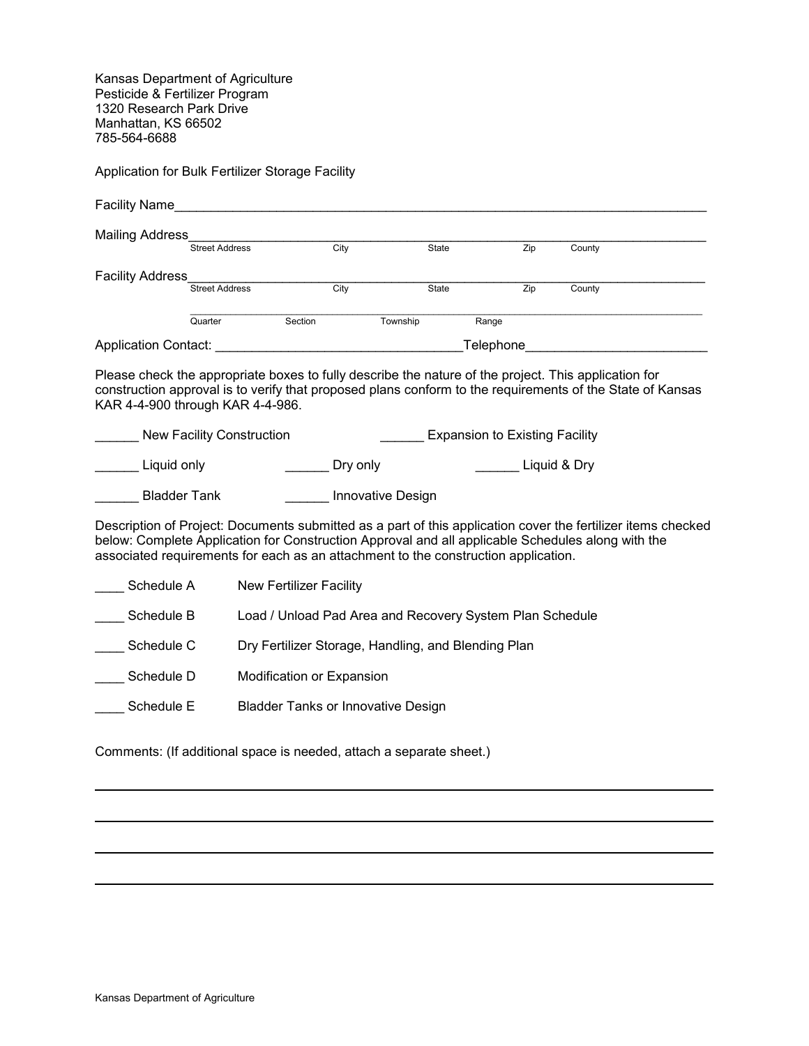Kansas Department of Agriculture
Pesticide & Fertilizer Program
1320 Research Park Drive
Manhattan, KS 66502
785-564-6688

Application for Bulk Fertilizer Storage Facility

Facility Name_______________________________________________________________________

Mailing Address_____________________________________________________________________
Street Address City State Zip County

Facility Address_____________________________________________________________________
Street Address City State Zip County

_____________________________________________________________________
Quarter Section Township Range

Application Contact: _________________________________Telephone________________________

Please check the appropriate boxes to fully describe the nature of the project. This application for construction approval is to verify that proposed plans conform to the requirements of the State of Kansas KAR 4-4-900 through KAR 4-4-986.

______ New Facility Construction ______ Expansion to Existing Facility

______ Liquid only ______ Dry only ______ Liquid & Dry

______ Bladder Tank ______ Innovative Design

Description of Project: Documents submitted as a part of this application cover the fertilizer items checked below: Complete Application for Construction Approval and all applicable Schedules along with the associated requirements for each as an attachment to the construction application.

____ Schedule A New Fertilizer Facility

____ Schedule B Load / Unload Pad Area and Recovery System Plan Schedule

____ Schedule C Dry Fertilizer Storage, Handling, and Blending Plan

____ Schedule D Modification or Expansion

____ Schedule E Bladder Tanks or Innovative Design

Comments: (If additional space is needed, attach a separate sheet.)

_____________________________________________________________________

_____________________________________________________________________

_____________________________________________________________________

_____________________________________________________________________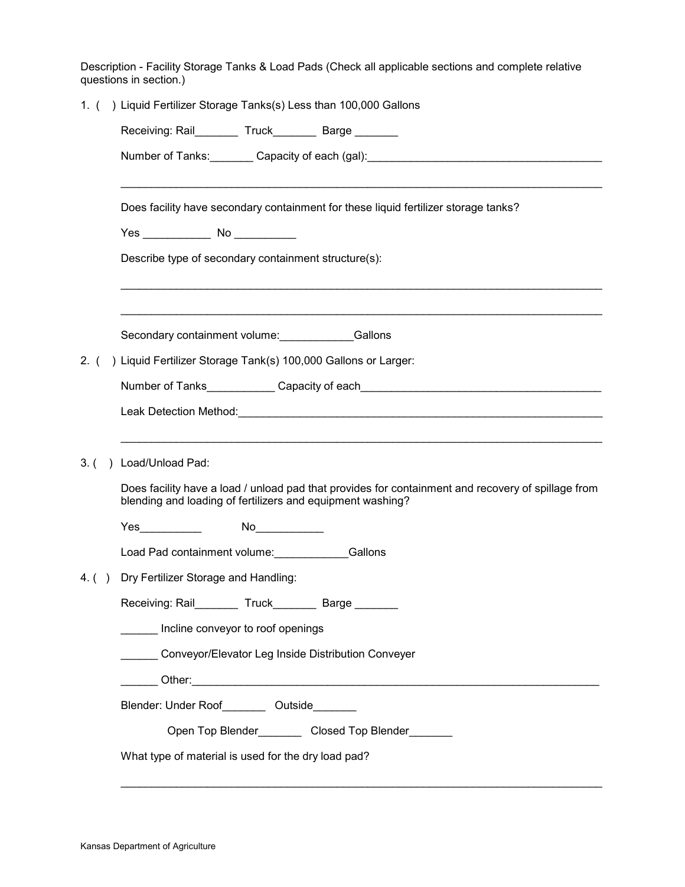Description - Facility Storage Tanks & Load Pads (Check all applicable sections and complete relative questions in section.)

1. (   ) Liquid Fertilizer Storage Tanks(s) Less than 100,000 Gallons

   Receiving: Rail_______ Truck_______ Barge _______

   Number of Tanks:_______ Capacity of each (gal):_______________________________________

   ______________________________________________________________________________

   Does facility have secondary containment for these liquid fertilizer storage tanks?

   Yes ___________ No __________

   Describe type of secondary containment structure(s):

   ______________________________________________________________________________

   ______________________________________________________________________________

   Secondary containment volume:____________Gallons

2. (   ) Liquid Fertilizer Storage Tank(s) 100,000 Gallons or Larger:

   Number of Tanks___________ Capacity of each_______________________________________

   Leak Detection Method:_____________________________________________________________

   ______________________________________________________________________________

3. (   ) Load/Unload Pad:

   Does facility have a load / unload pad that provides for containment and recovery of spillage from blending and loading of fertilizers and equipment washing?

   Yes__________ No___________

   Load Pad containment volume:____________Gallons

4. (   ) Dry Fertilizer Storage and Handling:

   Receiving: Rail_______ Truck_______ Barge _______

   ______ Incline conveyor to roof openings

   ______ Conveyor/Elevator Leg Inside Distribution Conveyer

   ______ Other:_____________________________________________________________________

   Blender: Under Roof_______ Outside_______

   Open Top Blender_______ Closed Top Blender_______

   What type of material is used for the dry load pad?

   ______________________________________________________________________________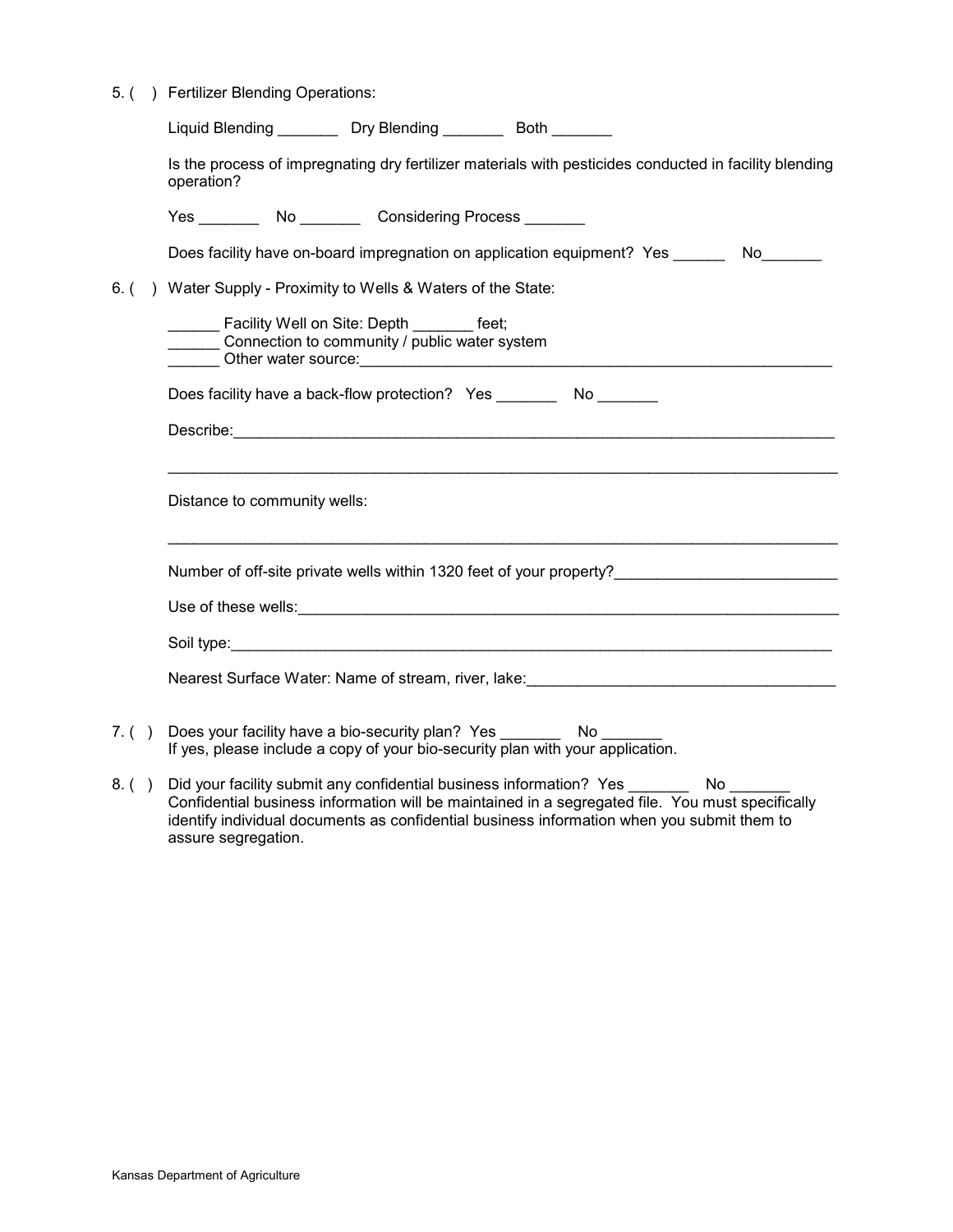5. (  ) Fertilizer Blending Operations:

   Liquid Blending _______ Dry Blending _______ Both _______

   Is the process of impregnating dry fertilizer materials with pesticides conducted in facility blending operation?

   Yes _______ No _______ Considering Process _______

   Does facility have on-board impregnation on application equipment? Yes ______ No_______

6. (  ) Water Supply - Proximity to Wells & Waters of the State:

   ______ Facility Well on Site: Depth _______ feet;
   ______ Connection to community / public water system
   ______ Other water source:_________________________________________________________

   Does facility have a back-flow protection? Yes _______ No _______

   Describe:______________________________________________________________________

   _____________________________________________________________________________

   Distance to community wells:

   _____________________________________________________________________________

   Number of off-site private wells within 1320 feet of your property?__________________________

   Use of these wells:_______________________________________________________________

   Soil type:_______________________________________________________________________

   Nearest Surface Water: Name of stream, river, lake:____________________________________

7. (  ) Does your facility have a bio-security plan? Yes _______ No _______
   If yes, please include a copy of your bio-security plan with your application.

8. (  ) Did your facility submit any confidential business information? Yes _______ No _______
   Confidential business information will be maintained in a segregated file. You must specifically identify individual documents as confidential business information when you submit them to assure segregation.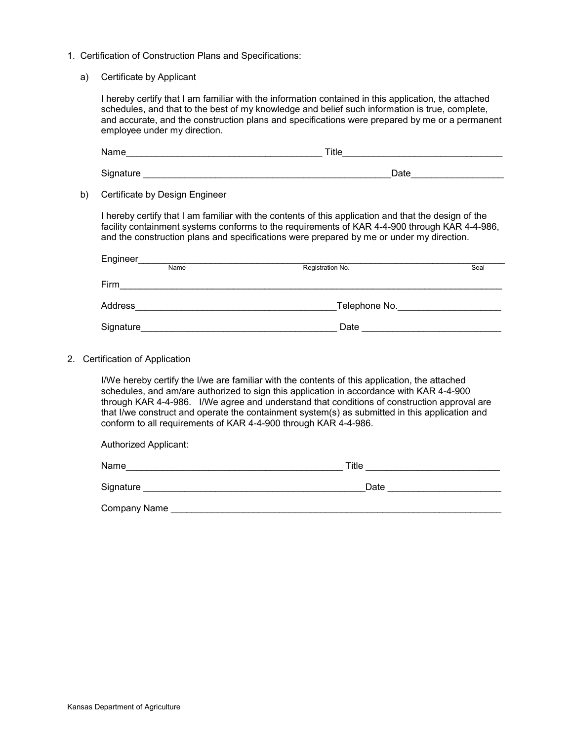1. Certification of Construction Plans and Specifications:

   a) Certificate by Applicant

   I hereby certify that I am familiar with the information contained in this application, the attached schedules, and that to the best of my knowledge and belief such information is true, complete, and accurate, and the construction plans and specifications were prepared by me or a permanent employee under my direction.

   Name_____________________________________ Title______________________________

   Signature ______________________________________________Date_________________

   b) Certificate by Design Engineer

   I hereby certify that I am familiar with the contents of this application and that the design of the facility containment systems conforms to the requirements of KAR 4-4-900 through KAR 4-4-986, and the construction plans and specifications were prepared by me or under my direction.

   Engineer______________________________________________________________________
   Name                                        Registration No.                                        Seal

   Firm__________________________________________________________________________

   Address______________________________________Telephone No.___________________

   Signature_____________________________________ Date ___________________________

2. Certification of Application

   I/We hereby certify the I/we are familiar with the contents of this application, the attached schedules, and am/are authorized to sign this application in accordance with KAR 4-4-900 through KAR 4-4-986. I/We agree and understand that conditions of construction approval are that I/we construct and operate the containment system(s) as submitted in this application and conform to all requirements of KAR 4-4-900 through KAR 4-4-986.

   Authorized Applicant:

   Name_________________________________________ Title _________________________

   Signature __________________________________________Date _____________________

   Company Name _______________________________________________________________

Kansas Department of Agriculture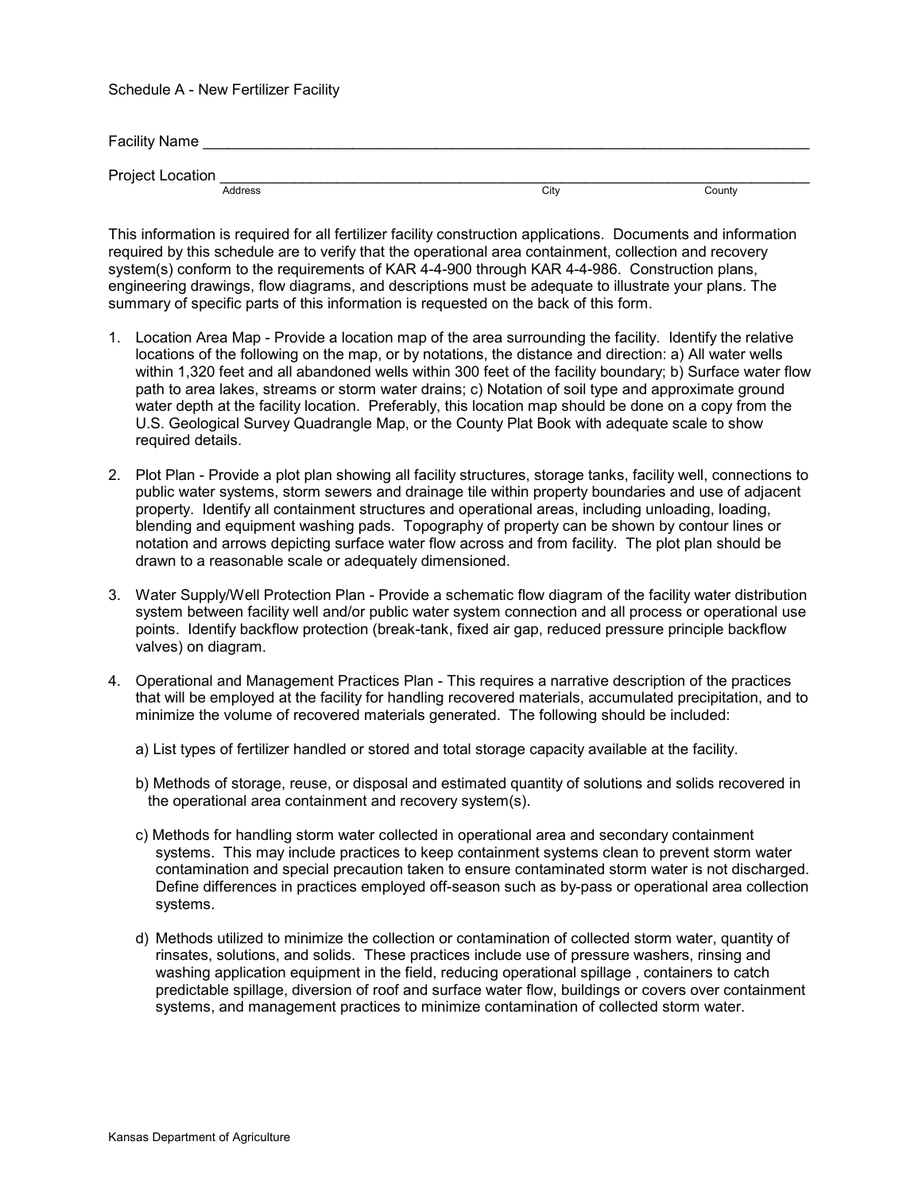Schedule A - New Fertilizer Facility

Facility Name \_\_\_\_\_\_\_\_\_\_\_\_\_\_\_\_\_\_\_\_\_\_\_\_\_\_\_\_\_\_\_\_\_\_\_\_\_\_\_\_\_\_\_\_\_\_\_\_\_\_\_\_\_\_\_\_\_\_\_\_\_\_\_\_

Project Location \_\_\_\_\_\_\_\_\_\_\_\_\_\_\_\_\_\_\_\_\_\_\_\_\_\_\_\_\_\_\_\_\_\_\_\_\_\_\_\_\_\_\_\_\_\_\_\_\_\_\_\_\_\_\_\_\_\_\_\_\_\_
Address City County

This information is required for all fertilizer facility construction applications. Documents and information required by this schedule are to verify that the operational area containment, collection and recovery system(s) conform to the requirements of KAR 4-4-900 through KAR 4-4-986. Construction plans, engineering drawings, flow diagrams, and descriptions must be adequate to illustrate your plans. The summary of specific parts of this information is requested on the back of this form.

1. Location Area Map - Provide a location map of the area surrounding the facility. Identify the relative locations of the following on the map, or by notations, the distance and direction: a) All water wells within 1,320 feet and all abandoned wells within 300 feet of the facility boundary; b) Surface water flow path to area lakes, streams or storm water drains; c) Notation of soil type and approximate ground water depth at the facility location. Preferably, this location map should be done on a copy from the U.S. Geological Survey Quadrangle Map, or the County Plat Book with adequate scale to show required details.

2. Plot Plan - Provide a plot plan showing all facility structures, storage tanks, facility well, connections to public water systems, storm sewers and drainage tile within property boundaries and use of adjacent property. Identify all containment structures and operational areas, including unloading, loading, blending and equipment washing pads. Topography of property can be shown by contour lines or notation and arrows depicting surface water flow across and from facility. The plot plan should be drawn to a reasonable scale or adequately dimensioned.

3. Water Supply/Well Protection Plan - Provide a schematic flow diagram of the facility water distribution system between facility well and/or public water system connection and all process or operational use points. Identify backflow protection (break-tank, fixed air gap, reduced pressure principle backflow valves) on diagram.

4. Operational and Management Practices Plan - This requires a narrative description of the practices that will be employed at the facility for handling recovered materials, accumulated precipitation, and to minimize the volume of recovered materials generated. The following should be included:

   a) List types of fertilizer handled or stored and total storage capacity available at the facility.

   b) Methods of storage, reuse, or disposal and estimated quantity of solutions and solids recovered in the operational area containment and recovery system(s).

   c) Methods for handling storm water collected in operational area and secondary containment systems. This may include practices to keep containment systems clean to prevent storm water contamination and special precaution taken to ensure contaminated storm water is not discharged. Define differences in practices employed off-season such as by-pass or operational area collection systems.

   d) Methods utilized to minimize the collection or contamination of collected storm water, quantity of rinsates, solutions, and solids. These practices include use of pressure washers, rinsing and washing application equipment in the field, reducing operational spillage , containers to catch predictable spillage, diversion of roof and surface water flow, buildings or covers over containment systems, and management practices to minimize contamination of collected storm water.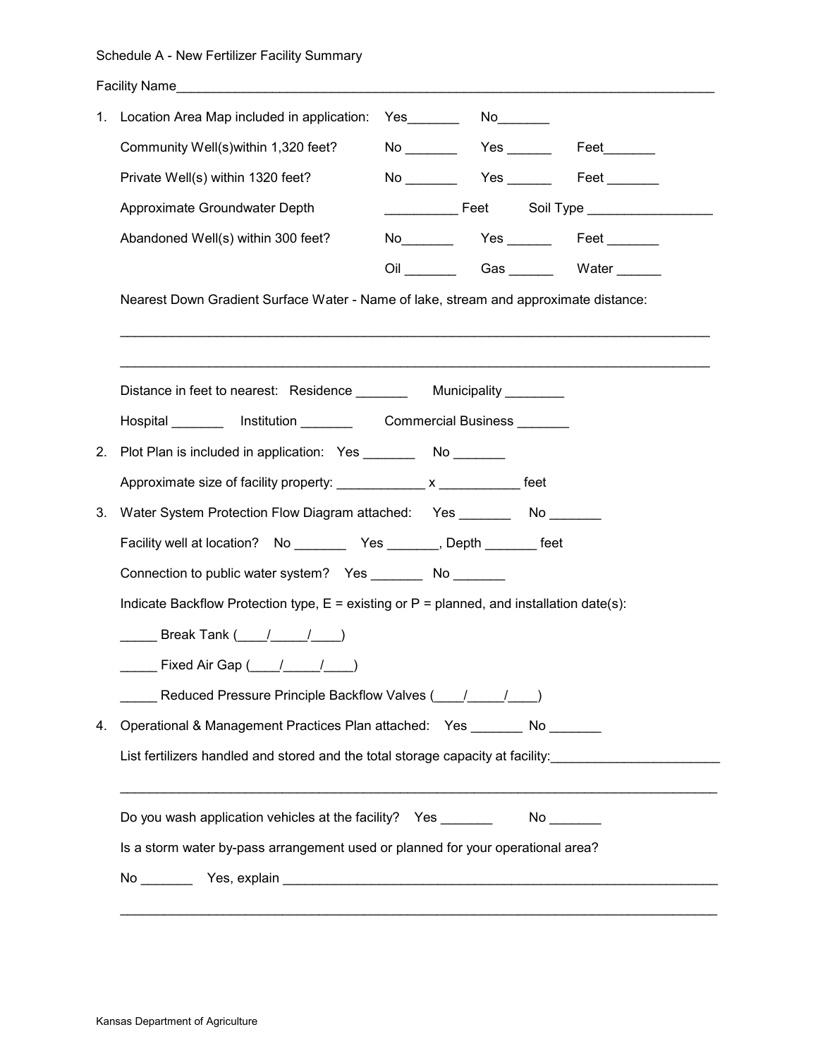Schedule A - New Fertilizer Facility Summary

Facility Name_______________________________________________________________________________

1. Location Area Map included in application: Yes_______ No_______

   Community Well(s)within 1,320 feet? No _______ Yes ______ Feet_______

   Private Well(s) within 1320 feet? No _______ Yes ______ Feet _______

   Approximate Groundwater Depth __________ Feet Soil Type _________________

   Abandoned Well(s) within 300 feet? No_______ Yes ______ Feet _______

   Oil _______ Gas ______ Water ______

   Nearest Down Gradient Surface Water - Name of lake, stream and approximate distance:

   ________________________________________________________________________________

   ________________________________________________________________________________

   Distance in feet to nearest: Residence _______ Municipality ________

   Hospital _______ Institution _______ Commercial Business _______

2. Plot Plan is included in application: Yes _______ No _______

   Approximate size of facility property: ____________ x ___________ feet

3. Water System Protection Flow Diagram attached: Yes _______ No _______

   Facility well at location? No _______ Yes _______, Depth _______ feet

   Connection to public water system? Yes _______ No _______

   Indicate Backflow Protection type, E = existing or P = planned, and installation date(s):

   _____ Break Tank (____/_____/____)

   _____ Fixed Air Gap (____/_____/____)

   _____ Reduced Pressure Principle Backflow Valves (____/_____/____)

4. Operational & Management Practices Plan attached: Yes _______ No _______

   List fertilizers handled and stored and the total storage capacity at facility:_______________________

   ________________________________________________________________________________

   Do you wash application vehicles at the facility? Yes _______ No _______

   Is a storm water by-pass arrangement used or planned for your operational area?

   No _______ Yes, explain _______________________________________________________________

   ________________________________________________________________________________

Kansas Department of Agriculture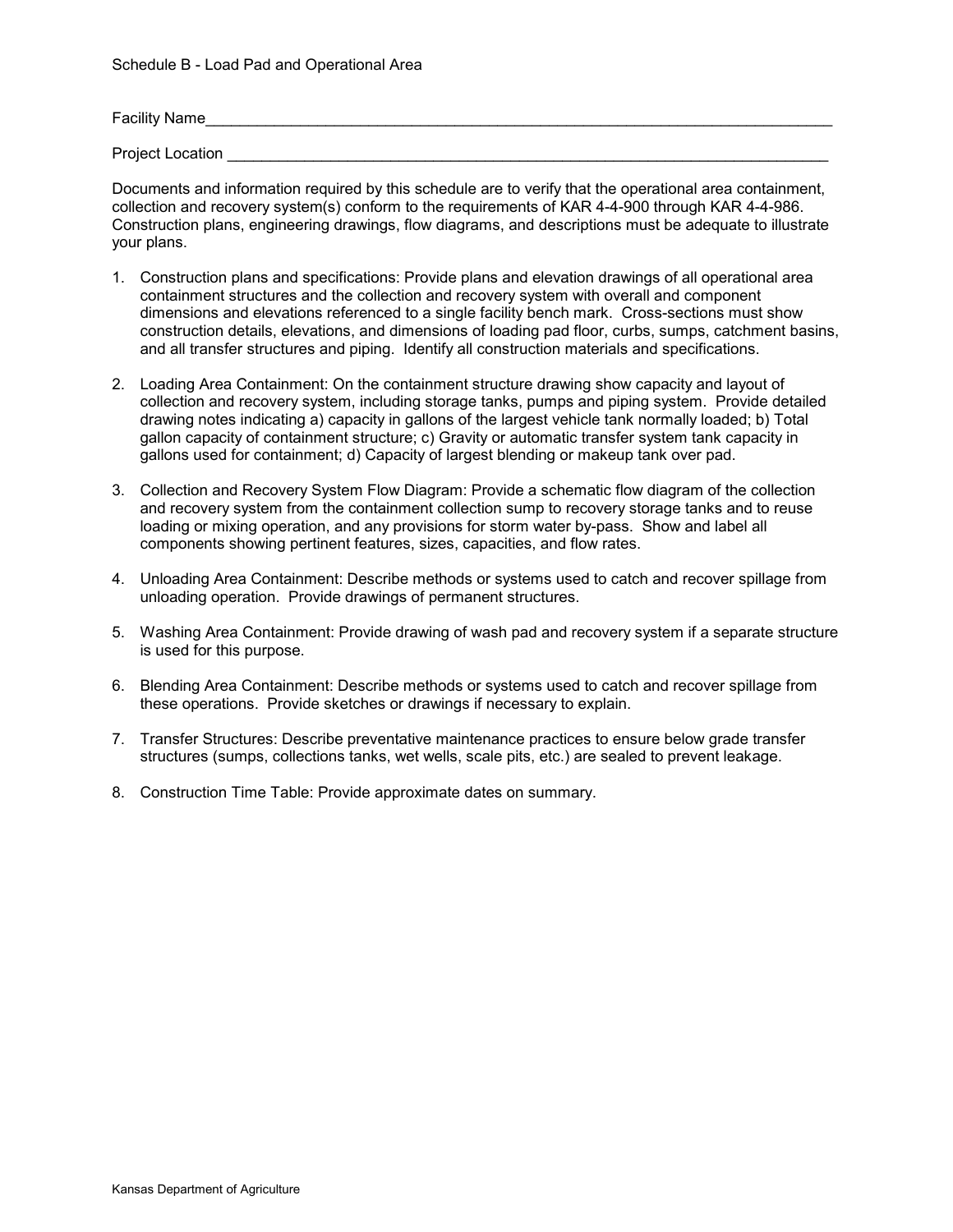# Schedule B - Load Pad and Operational Area

Facility Name\_\_\_\_\_\_\_\_\_\_\_\_\_\_\_\_\_\_\_\_\_\_\_\_\_\_\_\_\_\_\_\_\_\_\_\_\_\_\_\_\_\_\_\_\_\_\_\_\_\_\_\_\_\_\_\_\_\_\_\_\_\_\_\_\_\_\_\_\_\_\_\_\_\_\_\_

Project Location \_\_\_\_\_\_\_\_\_\_\_\_\_\_\_\_\_\_\_\_\_\_\_\_\_\_\_\_\_\_\_\_\_\_\_\_\_\_\_\_\_\_\_\_\_\_\_\_\_\_\_\_\_\_\_\_\_\_\_\_\_\_\_\_\_\_\_\_\_\_\_

Documents and information required by this schedule are to verify that the operational area containment, collection and recovery system(s) conform to the requirements of KAR 4-4-900 through KAR 4-4-986. Construction plans, engineering drawings, flow diagrams, and descriptions must be adequate to illustrate your plans.

1. Construction plans and specifications: Provide plans and elevation drawings of all operational area containment structures and the collection and recovery system with overall and component dimensions and elevations referenced to a single facility bench mark. Cross-sections must show construction details, elevations, and dimensions of loading pad floor, curbs, sumps, catchment basins, and all transfer structures and piping. Identify all construction materials and specifications.

2. Loading Area Containment: On the containment structure drawing show capacity and layout of collection and recovery system, including storage tanks, pumps and piping system. Provide detailed drawing notes indicating a) capacity in gallons of the largest vehicle tank normally loaded; b) Total gallon capacity of containment structure; c) Gravity or automatic transfer system tank capacity in gallons used for containment; d) Capacity of largest blending or makeup tank over pad.

3. Collection and Recovery System Flow Diagram: Provide a schematic flow diagram of the collection and recovery system from the containment collection sump to recovery storage tanks and to reuse loading or mixing operation, and any provisions for storm water by-pass. Show and label all components showing pertinent features, sizes, capacities, and flow rates.

4. Unloading Area Containment: Describe methods or systems used to catch and recover spillage from unloading operation. Provide drawings of permanent structures.

5. Washing Area Containment: Provide drawing of wash pad and recovery system if a separate structure is used for this purpose.

6. Blending Area Containment: Describe methods or systems used to catch and recover spillage from these operations. Provide sketches or drawings if necessary to explain.

7. Transfer Structures: Describe preventative maintenance practices to ensure below grade transfer structures (sumps, collections tanks, wet wells, scale pits, etc.) are sealed to prevent leakage.

8. Construction Time Table: Provide approximate dates on summary.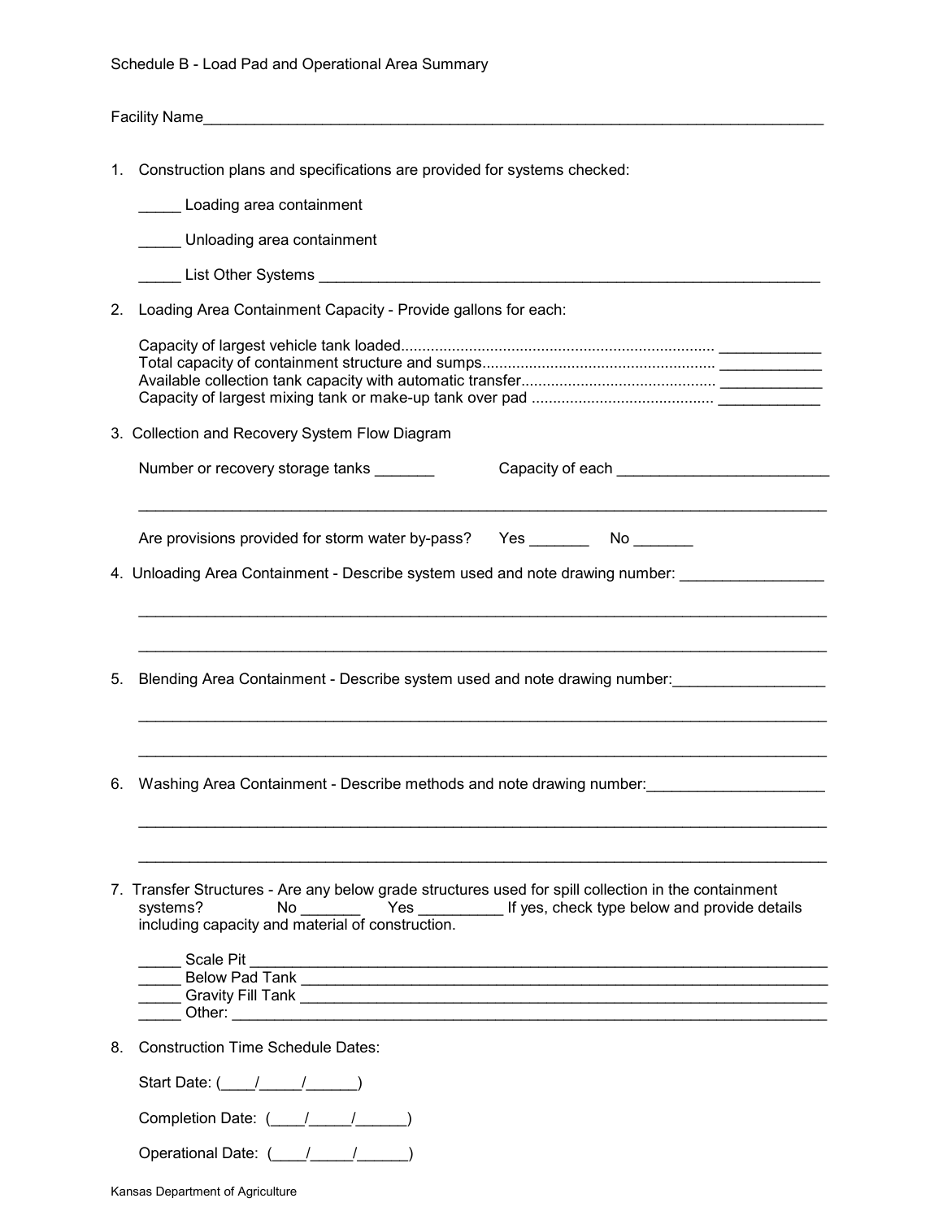Schedule B - Load Pad and Operational Area Summary

Facility Name_____________________________________________________________________________

1. Construction plans and specifications are provided for systems checked:

   _____ Loading area containment

   _____ Unloading area containment

   _____ List Other Systems ______________________________________________________________

2. Loading Area Containment Capacity - Provide gallons for each:

   Capacity of largest vehicle tank loaded......................................................................... ____________
   Total capacity of containment structure and sumps...................................................... ____________
   Available collection tank capacity with automatic transfer............................................. ____________
   Capacity of largest mixing tank or make-up tank over pad .......................................... ____________

3. Collection and Recovery System Flow Diagram

   Number or recovery storage tanks _______ Capacity of each _________________________

   _______________________________________________________________________________

   Are provisions provided for storm water by-pass? Yes _______ No _______

4. Unloading Area Containment - Describe system used and note drawing number: ________________

   _______________________________________________________________________________

   _______________________________________________________________________________

5. Blending Area Containment - Describe system used and note drawing number:_________________

   _______________________________________________________________________________

   _______________________________________________________________________________

6. Washing Area Containment - Describe methods and note drawing number:____________________

   _______________________________________________________________________________

   _______________________________________________________________________________

7. Transfer Structures - Are any below grade structures used for spill collection in the containment systems? No _______ Yes __________ If yes, check type below and provide details including capacity and material of construction.

   _____ Scale Pit ________________________________________________________________
   _____ Below Pad Tank ___________________________________________________________
   _____ Gravity Fill Tank __________________________________________________________
   _____ Other: __________________________________________________________________

8. Construction Time Schedule Dates:

   Start Date: (____/_____/______)

   Completion Date: (____/_____/______)

   Operational Date: (____/_____/______)

Kansas Department of Agriculture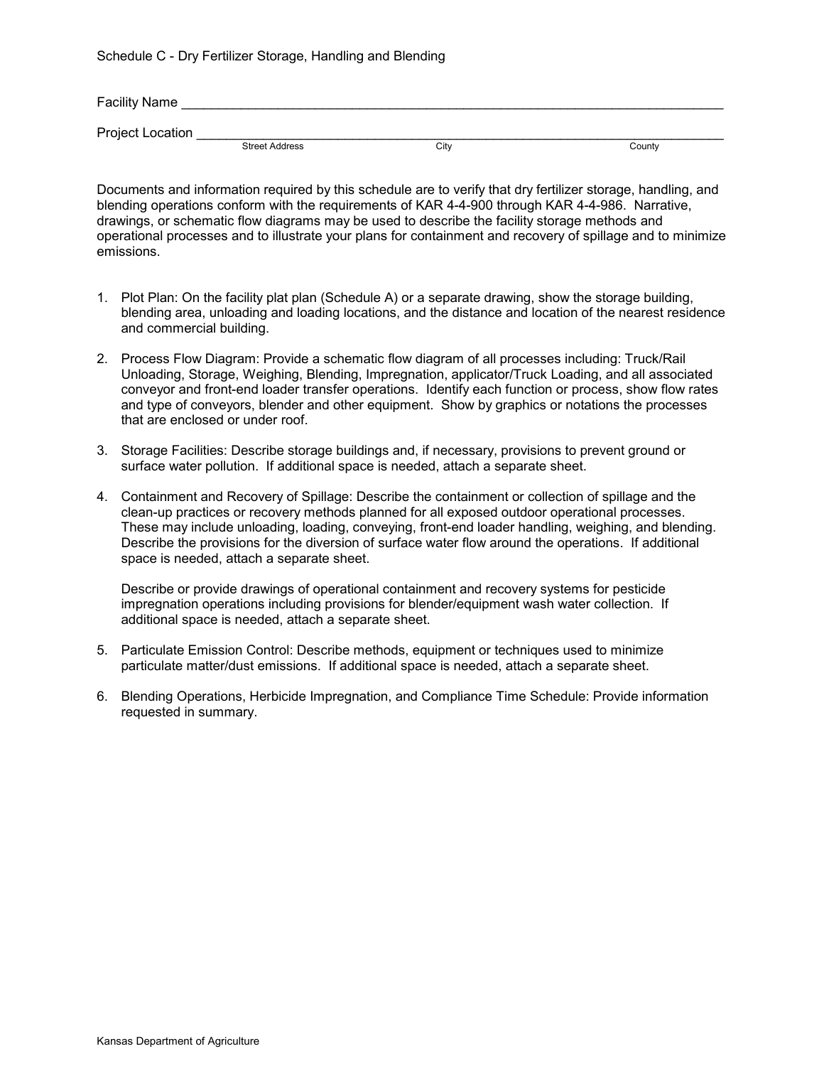# Schedule C - Dry Fertilizer Storage, Handling and Blending

Facility Name ______________________________________________________________________________

Project Location ___________________________________________________________________________

Street Address &nbsp;&nbsp;&nbsp;&nbsp;&nbsp;&nbsp;&nbsp;&nbsp;&nbsp;&nbsp;&nbsp;&nbsp;&nbsp;&nbsp;&nbsp;&nbsp;&nbsp;&nbsp;&nbsp;&nbsp; City &nbsp;&nbsp;&nbsp;&nbsp;&nbsp;&nbsp;&nbsp;&nbsp;&nbsp;&nbsp;&nbsp;&nbsp;&nbsp;&nbsp;&nbsp;&nbsp;&nbsp;&nbsp;&nbsp;&nbsp; County

Documents and information required by this schedule are to verify that dry fertilizer storage, handling, and blending operations conform with the requirements of KAR 4-4-900 through KAR 4-4-986. Narrative, drawings, or schematic flow diagrams may be used to describe the facility storage methods and operational processes and to illustrate your plans for containment and recovery of spillage and to minimize emissions.

1. Plot Plan: On the facility plat plan (Schedule A) or a separate drawing, show the storage building, blending area, unloading and loading locations, and the distance and location of the nearest residence and commercial building.

2. Process Flow Diagram: Provide a schematic flow diagram of all processes including: Truck/Rail Unloading, Storage, Weighing, Blending, Impregnation, applicator/Truck Loading, and all associated conveyor and front-end loader transfer operations. Identify each function or process, show flow rates and type of conveyors, blender and other equipment. Show by graphics or notations the processes that are enclosed or under roof.

3. Storage Facilities: Describe storage buildings and, if necessary, provisions to prevent ground or surface water pollution. If additional space is needed, attach a separate sheet.

4. Containment and Recovery of Spillage: Describe the containment or collection of spillage and the clean-up practices or recovery methods planned for all exposed outdoor operational processes. These may include unloading, loading, conveying, front-end loader handling, weighing, and blending. Describe the provisions for the diversion of surface water flow around the operations. If additional space is needed, attach a separate sheet.

   Describe or provide drawings of operational containment and recovery systems for pesticide impregnation operations including provisions for blender/equipment wash water collection. If additional space is needed, attach a separate sheet.

5. Particulate Emission Control: Describe methods, equipment or techniques used to minimize particulate matter/dust emissions. If additional space is needed, attach a separate sheet.

6. Blending Operations, Herbicide Impregnation, and Compliance Time Schedule: Provide information requested in summary.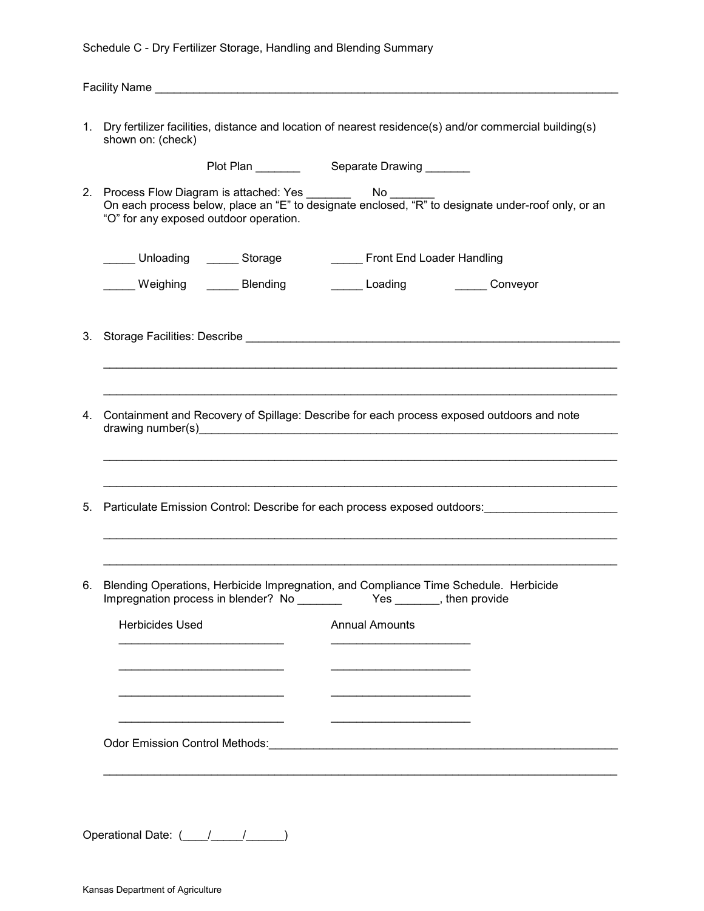Schedule C - Dry Fertilizer Storage, Handling and Blending Summary

Facility Name ___________________________________________________________________________

1. Dry fertilizer facilities, distance and location of nearest residence(s) and/or commercial building(s) shown on: (check)

   Plot Plan _______ Separate Drawing _______

2. Process Flow Diagram is attached: Yes _______ No _______
   On each process below, place an "E" to designate enclosed, "R" to designate under-roof only, or an "O" for any exposed outdoor operation.

   _____ Unloading _____ Storage _____ Front End Loader Handling

   _____ Weighing _____ Blending _____ Loading _____ Conveyor

3. Storage Facilities: Describe ____________________________________________________________

   ______________________________________________________________________________

   ______________________________________________________________________________

4. Containment and Recovery of Spillage: Describe for each process exposed outdoors and note drawing number(s)____________________________________________________________________

   ______________________________________________________________________________

   ______________________________________________________________________________

5. Particulate Emission Control: Describe for each process exposed outdoors:____________________

   ______________________________________________________________________________

   ______________________________________________________________________________

6. Blending Operations, Herbicide Impregnation, and Compliance Time Schedule. Herbicide Impregnation process in blender? No _______ Yes _______, then provide

   | Herbicides Used | Annual Amounts |
   |---|---|
   | _________________________ | _____________________ |
   | _________________________ | _____________________ |
   | _________________________ | _____________________ |
   | _________________________ | _____________________ |

   Odor Emission Control Methods:_______________________________________________________

   ______________________________________________________________________________

Operational Date: (____/_____/______)

Kansas Department of Agriculture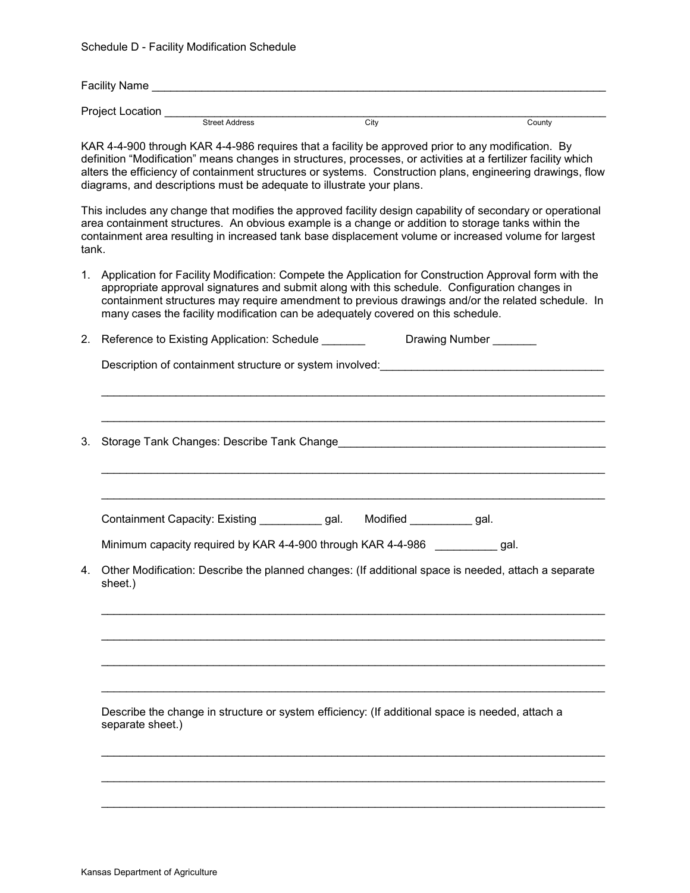Schedule D - Facility Modification Schedule

Facility Name ___________________________________________________________________________

Project Location ________________________________________________________________________
Street Address                                    City                                    County

KAR 4-4-900 through KAR 4-4-986 requires that a facility be approved prior to any modification. By definition "Modification" means changes in structures, processes, or activities at a fertilizer facility which alters the efficiency of containment structures or systems. Construction plans, engineering drawings, flow diagrams, and descriptions must be adequate to illustrate your plans.

This includes any change that modifies the approved facility design capability of secondary or operational area containment structures. An obvious example is a change or addition to storage tanks within the containment area resulting in increased tank base displacement volume or increased volume for largest tank.

1. Application for Facility Modification: Compete the Application for Construction Approval form with the appropriate approval signatures and submit along with this schedule. Configuration changes in containment structures may require amendment to previous drawings and/or the related schedule. In many cases the facility modification can be adequately covered on this schedule.

2. Reference to Existing Application: Schedule _______ Drawing Number _______

   Description of containment structure or system involved:_____________________________________

   ___________________________________________________________________________________

   ___________________________________________________________________________________

3. Storage Tank Changes: Describe Tank Change____________________________________________

   ___________________________________________________________________________________

   ___________________________________________________________________________________

   Containment Capacity: Existing __________ gal. Modified __________ gal.

   Minimum capacity required by KAR 4-4-900 through KAR 4-4-986 __________ gal.

4. Other Modification: Describe the planned changes: (If additional space is needed, attach a separate sheet.)

   ___________________________________________________________________________________

   ___________________________________________________________________________________

   ___________________________________________________________________________________

   ___________________________________________________________________________________

   Describe the change in structure or system efficiency: (If additional space is needed, attach a separate sheet.)

   ___________________________________________________________________________________

   ___________________________________________________________________________________

   ___________________________________________________________________________________

Kansas Department of Agriculture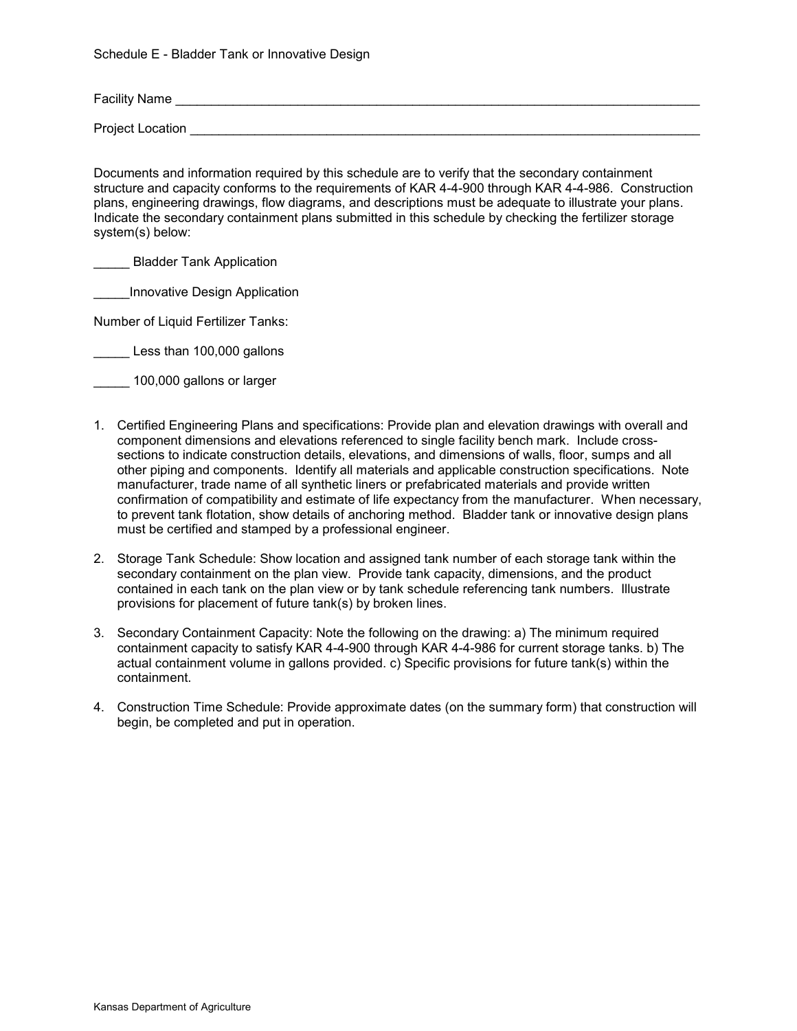# Schedule E - Bladder Tank or Innovative Design

Facility Name ___________________________________________________________________________

Project Location _________________________________________________________________________

Documents and information required by this schedule are to verify that the secondary containment structure and capacity conforms to the requirements of KAR 4-4-900 through KAR 4-4-986. Construction plans, engineering drawings, flow diagrams, and descriptions must be adequate to illustrate your plans. Indicate the secondary containment plans submitted in this schedule by checking the fertilizer storage system(s) below:

_____ Bladder Tank Application

_____Innovative Design Application

Number of Liquid Fertilizer Tanks:

_____ Less than 100,000 gallons

_____ 100,000 gallons or larger

1. Certified Engineering Plans and specifications: Provide plan and elevation drawings with overall and component dimensions and elevations referenced to single facility bench mark. Include cross-sections to indicate construction details, elevations, and dimensions of walls, floor, sumps and all other piping and components. Identify all materials and applicable construction specifications. Note manufacturer, trade name of all synthetic liners or prefabricated materials and provide written confirmation of compatibility and estimate of life expectancy from the manufacturer. When necessary, to prevent tank flotation, show details of anchoring method. Bladder tank or innovative design plans must be certified and stamped by a professional engineer.
2. Storage Tank Schedule: Show location and assigned tank number of each storage tank within the secondary containment on the plan view. Provide tank capacity, dimensions, and the product contained in each tank on the plan view or by tank schedule referencing tank numbers. Illustrate provisions for placement of future tank(s) by broken lines.
3. Secondary Containment Capacity: Note the following on the drawing: a) The minimum required containment capacity to satisfy KAR 4-4-900 through KAR 4-4-986 for current storage tanks. b) The actual containment volume in gallons provided. c) Specific provisions for future tank(s) within the containment.
4. Construction Time Schedule: Provide approximate dates (on the summary form) that construction will begin, be completed and put in operation.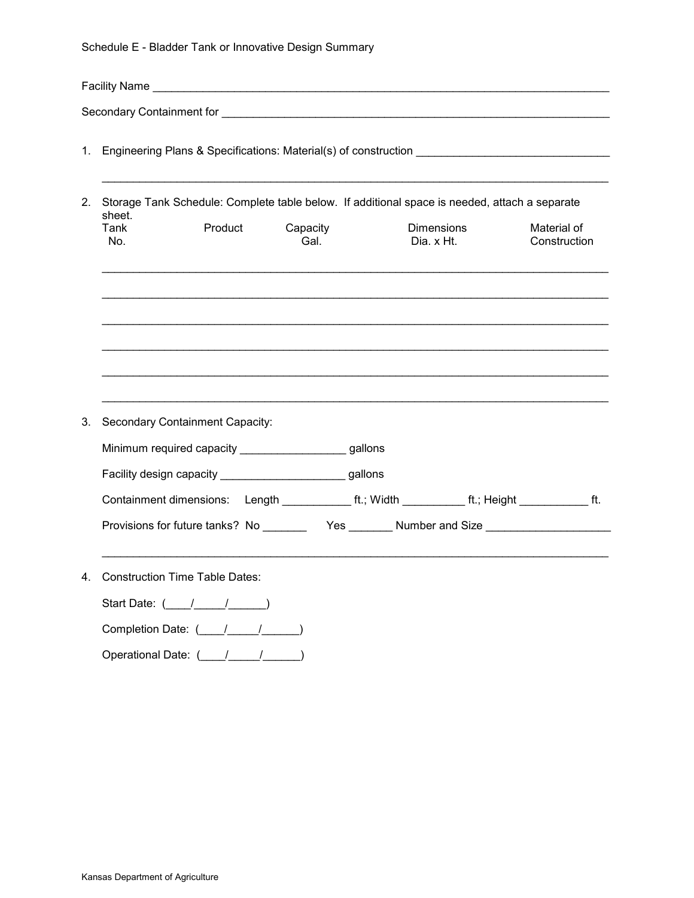Schedule E - Bladder Tank or Innovative Design Summary

Facility Name ___________________________________________________________________________

Secondary Containment for _______________________________________________________________

1. Engineering Plans & Specifications: Material(s) of construction _______________________________

   _______________________________________________________________________________

2. Storage Tank Schedule: Complete table below. If additional space is needed, attach a separate sheet.

| Tank No. | Product | Capacity Gal. | Dimensions Dia. x Ht. | Material of Construction |
|---|---|---|---|---|
| | | | | |
| | | | | |
| | | | | |
| | | | | |
| | | | | |
| | | | | |

3. Secondary Containment Capacity:

   Minimum required capacity _________________ gallons

   Facility design capacity ____________________ gallons

   Containment dimensions: Length ___________ ft.; Width __________ ft.; Height ___________ ft.

   Provisions for future tanks? No _______ Yes _______ Number and Size ____________________

   _______________________________________________________________________________

4. Construction Time Table Dates:

   Start Date: (____/_____/______)

   Completion Date: (____/_____/______)

   Operational Date: (____/_____/______)

Kansas Department of Agriculture